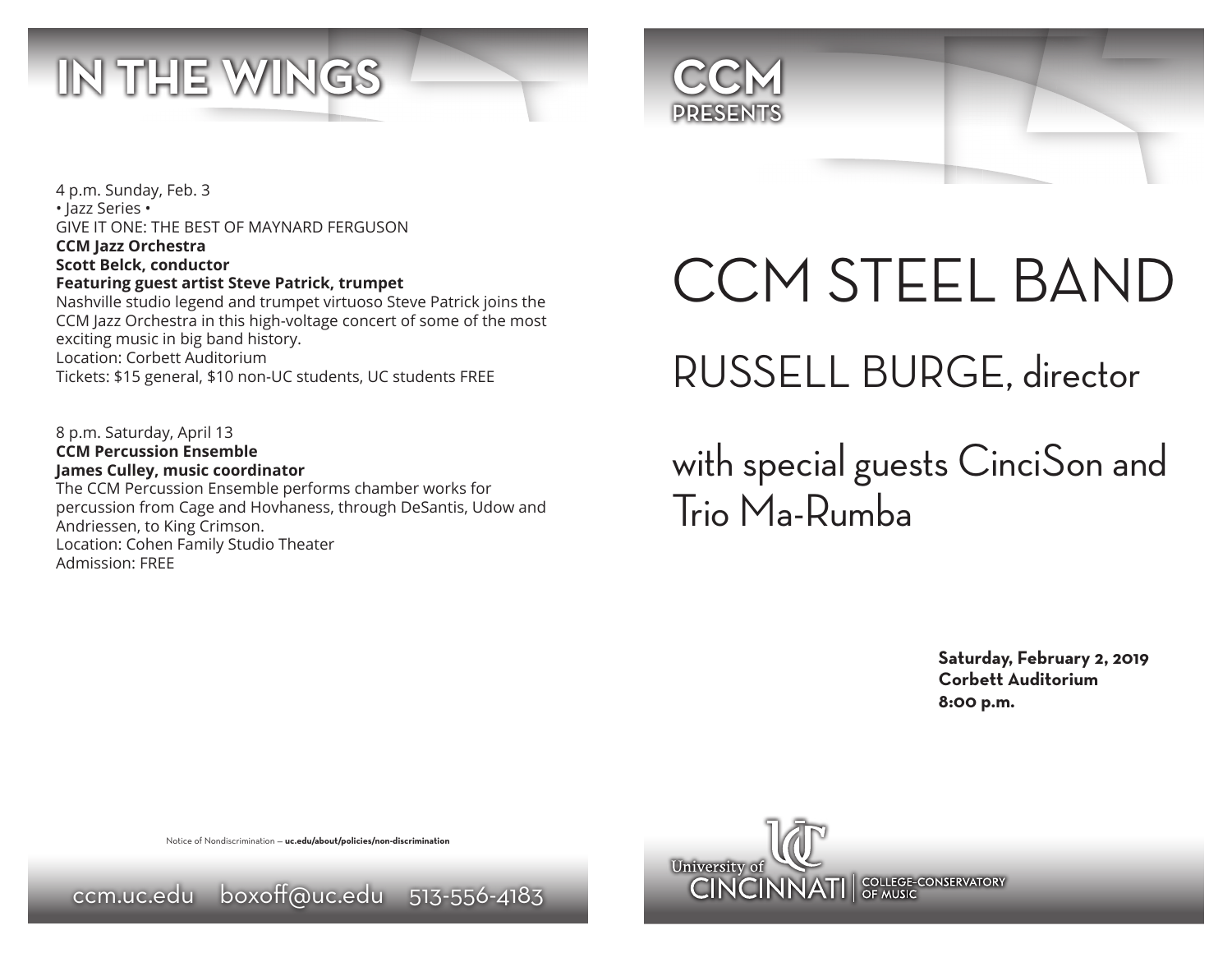# IN THE WINGS

4 p.m. Sunday, Feb. 3
• Jazz Series •
GIVE IT ONE: THE BEST OF MAYNARD FERGUSON
**CCM Jazz Orchestra**
**Scott Belck, conductor**
**Featuring guest artist Steve Patrick, trumpet**
Nashville studio legend and trumpet virtuoso Steve Patrick joins the CCM Jazz Orchestra in this high-voltage concert of some of the most exciting music in big band history.
Location: Corbett Auditorium
Tickets: $15 general, $10 non-UC students, UC students FREE

8 p.m. Saturday, April 13
**CCM Percussion Ensemble**
**James Culley, music coordinator**
The CCM Percussion Ensemble performs chamber works for percussion from Cage and Hovhaness, through DeSantis, Udow and Andriessen, to King Crimson.
Location: Cohen Family Studio Theater
Admission: FREE

Notice of Nondiscrimination — **uc.edu/about/policies/non-discrimination**

ccm.uc.edu  boxoff@uc.edu  513-556-4183

# CCM PRESENTS

# CCM STEEL BAND

## RUSSELL BURGE, director

## with special guests CinciSon and Trio Ma-Rumba

**Saturday, February 2, 2019**
**Corbett Auditorium**
**8:00 p.m.**

University of CINCINNATI | COLLEGE-CONSERVATORY OF MUSIC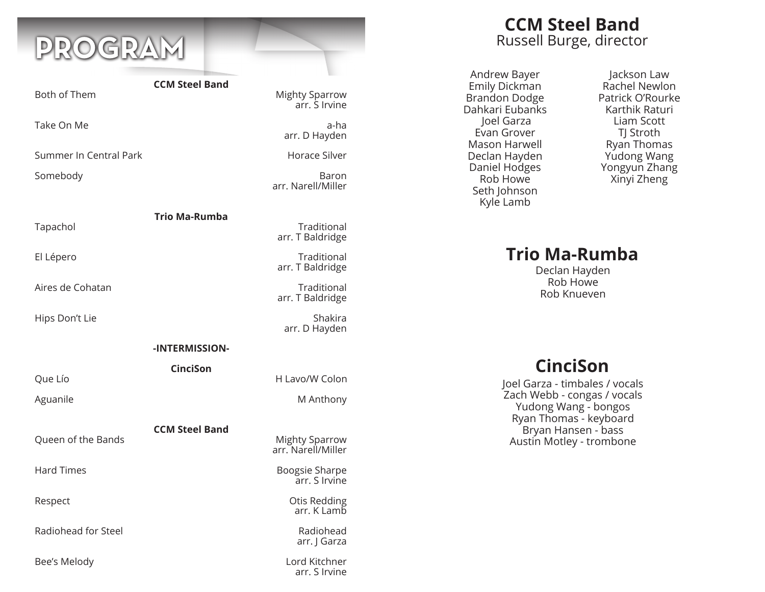# PROGRAM

**CCM Steel Band**

| | |
|---|---|
| Both of Them | Mighty Sparrow<br>arr. S Irvine |
| Take On Me | a-ha<br>arr. D Hayden |
| Summer In Central Park | Horace Silver |
| Somebody | Baron<br>arr. Narell/Miller |

**Trio Ma-Rumba**

| | |
|---|---|
| Tapachol | Traditional<br>arr. T Baldridge |
| El Lépero | Traditional<br>arr. T Baldridge |
| Aires de Cohatan | Traditional<br>arr. T Baldridge |
| Hips Don't Lie | Shakira<br>arr. D Hayden |

**-INTERMISSION-**

**CinciSon**

| | |
|---|---|
| Que Lío | H Lavo/W Colon |
| Aguanile | M Anthony |

**CCM Steel Band**

| | |
|---|---|
| Queen of the Bands | Mighty Sparrow<br>arr. Narell/Miller |
| Hard Times | Boogsie Sharpe<br>arr. S Irvine |
| Respect | Otis Redding<br>arr. K Lamb |
| Radiohead for Steel | Radiohead<br>arr. J Garza |
| Bee's Melody | Lord Kitchner<br>arr. S Irvine |

## CCM Steel Band

Russell Burge, director

Andrew Bayer
Emily Dickman
Brandon Dodge
Dahkari Eubanks
Joel Garza
Evan Grover
Mason Harwell
Declan Hayden
Daniel Hodges
Rob Howe
Seth Johnson
Kyle Lamb
Jackson Law
Rachel Newlon
Patrick O'Rourke
Karthik Raturi
Liam Scott
TJ Stroth
Ryan Thomas
Yudong Wang
Yongyun Zhang
Xinyi Zheng

## Trio Ma-Rumba

Declan Hayden
Rob Howe
Rob Knueven

## CinciSon

Joel Garza - timbales / vocals
Zach Webb - congas / vocals
Yudong Wang - bongos
Ryan Thomas - keyboard
Bryan Hansen - bass
Austin Motley - trombone